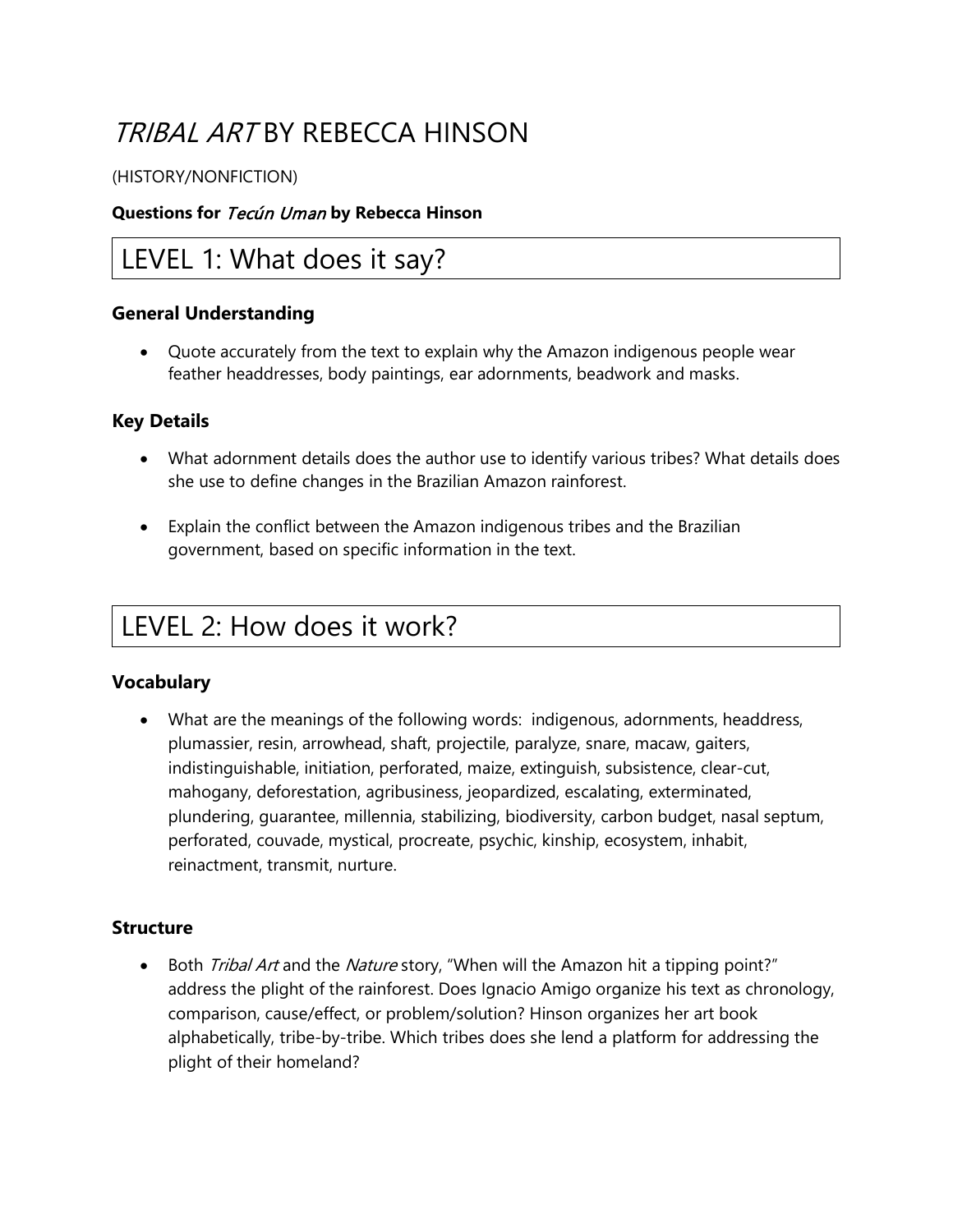# *TRIBAL ART* BY REBECCA HINSON

(HISTORY/NONFICTION)

**Questions for *Tecún Uman* by Rebecca Hinson**

## LEVEL 1: What does it say?

### General Understanding

- Quote accurately from the text to explain why the Amazon indigenous people wear feather headdresses, body paintings, ear adornments, beadwork and masks.

### Key Details

- What adornment details does the author use to identify various tribes? What details does she use to define changes in the Brazilian Amazon rainforest.
- Explain the conflict between the Amazon indigenous tribes and the Brazilian government, based on specific information in the text.

## LEVEL 2: How does it work?

### Vocabulary

- What are the meanings of the following words: indigenous, adornments, headdress, plumassier, resin, arrowhead, shaft, projectile, paralyze, snare, macaw, gaiters, indistinguishable, initiation, perforated, maize, extinguish, subsistence, clear-cut, mahogany, deforestation, agribusiness, jeopardized, escalating, exterminated, plundering, guarantee, millennia, stabilizing, biodiversity, carbon budget, nasal septum, perforated, couvade, mystical, procreate, psychic, kinship, ecosystem, inhabit, reinactment, transmit, nurture.

### Structure

- Both *Tribal Art* and the *Nature* story, "When will the Amazon hit a tipping point?" address the plight of the rainforest. Does Ignacio Amigo organize his text as chronology, comparison, cause/effect, or problem/solution? Hinson organizes her art book alphabetically, tribe-by-tribe. Which tribes does she lend a platform for addressing the plight of their homeland?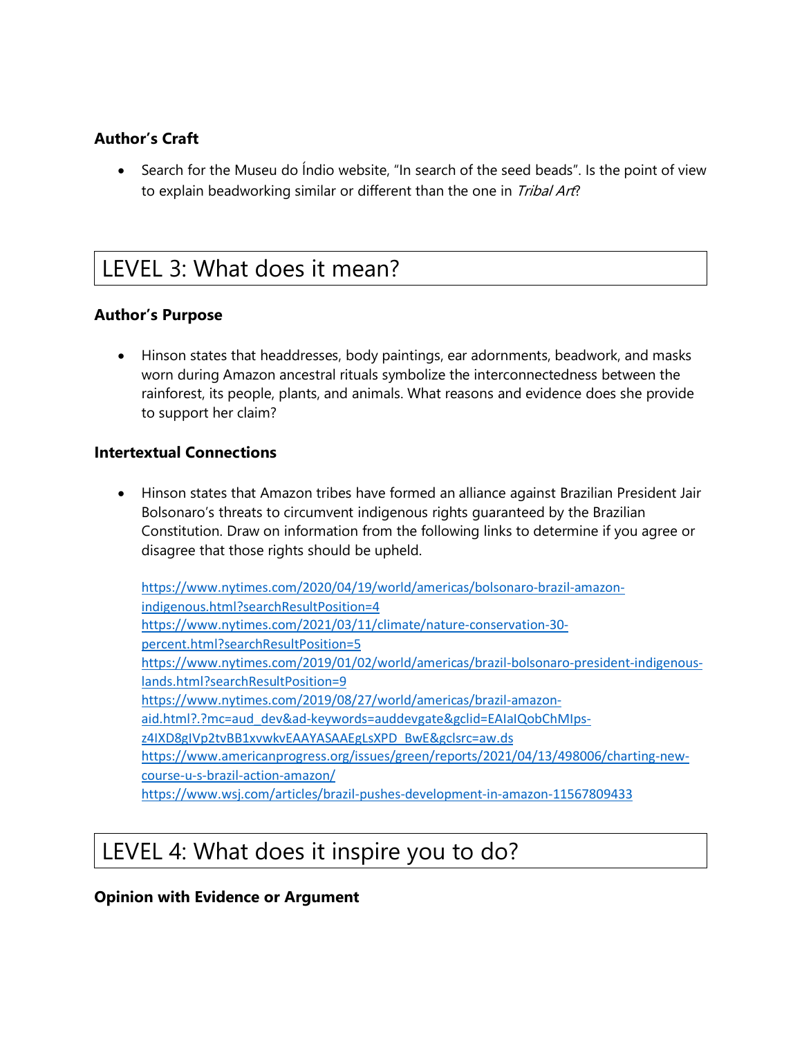### Author's Craft

- Search for the Museu do Índio website, "In search of the seed beads". Is the point of view to explain beadworking similar or different than the one in *Tribal Art*?

## LEVEL 3: What does it mean?

### Author's Purpose

- Hinson states that headdresses, body paintings, ear adornments, beadwork, and masks worn during Amazon ancestral rituals symbolize the interconnectedness between the rainforest, its people, plants, and animals. What reasons and evidence does she provide to support her claim?

### Intertextual Connections

- Hinson states that Amazon tribes have formed an alliance against Brazilian President Jair Bolsonaro's threats to circumvent indigenous rights guaranteed by the Brazilian Constitution. Draw on information from the following links to determine if you agree or disagree that those rights should be upheld.

  https://www.nytimes.com/2020/04/19/world/americas/bolsonaro-brazil-amazon-indigenous.html?searchResultPosition=4
  https://www.nytimes.com/2021/03/11/climate/nature-conservation-30-percent.html?searchResultPosition=5
  https://www.nytimes.com/2019/01/02/world/americas/brazil-bolsonaro-president-indigenous-lands.html?searchResultPosition=9
  https://www.nytimes.com/2019/08/27/world/americas/brazil-amazon-aid.html?.?mc=aud_dev&ad-keywords=auddevgate&gclid=EAIaIQobChMIps-z4IXD8gIVp2tvBB1xvwkvEAAYASAAEgLsXPD_BwE&gclsrc=aw.ds
  https://www.americanprogress.org/issues/green/reports/2021/04/13/498006/charting-new-course-u-s-brazil-action-amazon/
  https://www.wsj.com/articles/brazil-pushes-development-in-amazon-11567809433

## LEVEL 4: What does it inspire you to do?

### Opinion with Evidence or Argument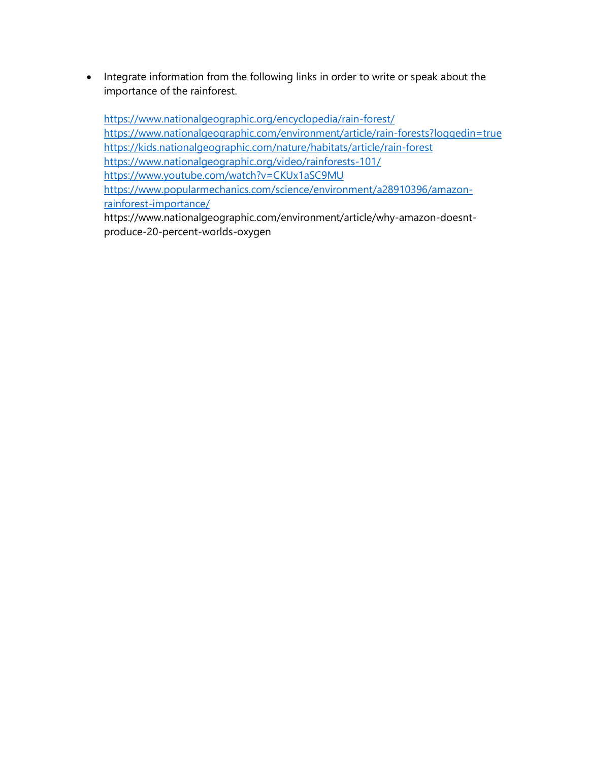- Integrate information from the following links in order to write or speak about the importance of the rainforest.

  https://www.nationalgeographic.org/encyclopedia/rain-forest/
  https://www.nationalgeographic.com/environment/article/rain-forests?loggedin=true
  https://kids.nationalgeographic.com/nature/habitats/article/rain-forest
  https://www.nationalgeographic.org/video/rainforests-101/
  https://www.youtube.com/watch?v=CKUx1aSC9MU
  https://www.popularmechanics.com/science/environment/a28910396/amazon-rainforest-importance/
  https://www.nationalgeographic.com/environment/article/why-amazon-doesnt-produce-20-percent-worlds-oxygen